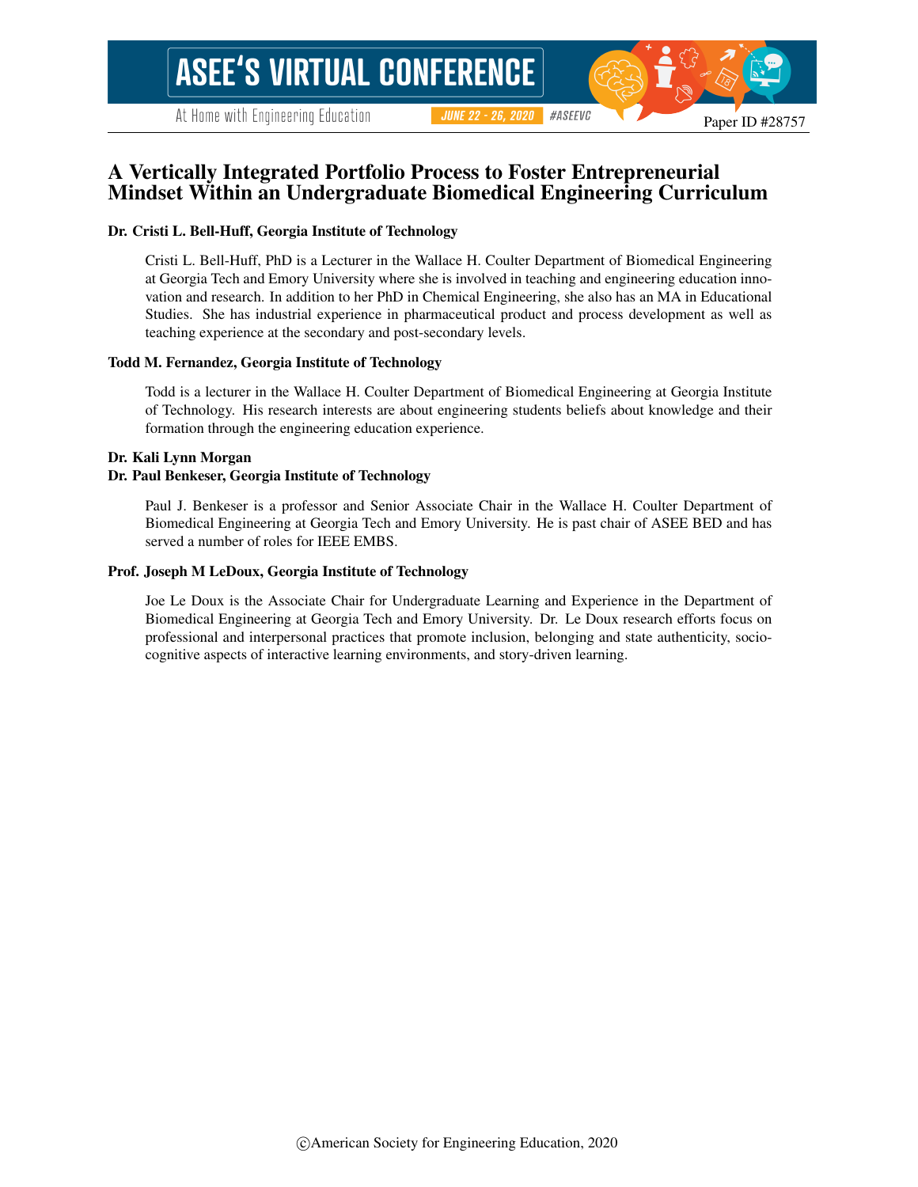# A Vertically Integrated Portfolio Process to Foster Entrepreneurial Mindset Within an Undergraduate Biomedical Engineering Curriculum

**Dr. Cristi L. Bell-Huff, Georgia Institute of Technology**

Cristi L. Bell-Huff, PhD is a Lecturer in the Wallace H. Coulter Department of Biomedical Engineering at Georgia Tech and Emory University where she is involved in teaching and engineering education innovation and research. In addition to her PhD in Chemical Engineering, she also has an MA in Educational Studies. She has industrial experience in pharmaceutical product and process development as well as teaching experience at the secondary and post-secondary levels.

**Todd M. Fernandez, Georgia Institute of Technology**

Todd is a lecturer in the Wallace H. Coulter Department of Biomedical Engineering at Georgia Institute of Technology. His research interests are about engineering students beliefs about knowledge and their formation through the engineering education experience.

**Dr. Kali Lynn Morgan**

**Dr. Paul Benkeser, Georgia Institute of Technology**

Paul J. Benkeser is a professor and Senior Associate Chair in the Wallace H. Coulter Department of Biomedical Engineering at Georgia Tech and Emory University. He is past chair of ASEE BED and has served a number of roles for IEEE EMBS.

**Prof. Joseph M LeDoux, Georgia Institute of Technology**

Joe Le Doux is the Associate Chair for Undergraduate Learning and Experience in the Department of Biomedical Engineering at Georgia Tech and Emory University. Dr. Le Doux research efforts focus on professional and interpersonal practices that promote inclusion, belonging and state authenticity, socio-cognitive aspects of interactive learning environments, and story-driven learning.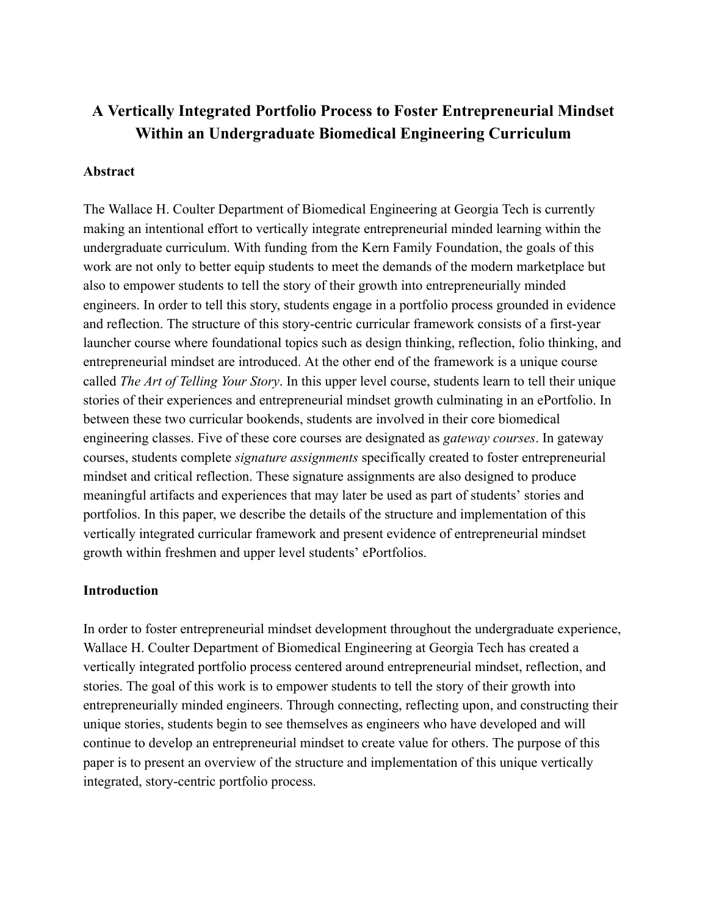# A Vertically Integrated Portfolio Process to Foster Entrepreneurial Mindset Within an Undergraduate Biomedical Engineering Curriculum

## Abstract

The Wallace H. Coulter Department of Biomedical Engineering at Georgia Tech is currently making an intentional effort to vertically integrate entrepreneurial minded learning within the undergraduate curriculum. With funding from the Kern Family Foundation, the goals of this work are not only to better equip students to meet the demands of the modern marketplace but also to empower students to tell the story of their growth into entrepreneurially minded engineers. In order to tell this story, students engage in a portfolio process grounded in evidence and reflection. The structure of this story-centric curricular framework consists of a first-year launcher course where foundational topics such as design thinking, reflection, folio thinking, and entrepreneurial mindset are introduced. At the other end of the framework is a unique course called *The Art of Telling Your Story*. In this upper level course, students learn to tell their unique stories of their experiences and entrepreneurial mindset growth culminating in an ePortfolio. In between these two curricular bookends, students are involved in their core biomedical engineering classes. Five of these core courses are designated as *gateway courses*. In gateway courses, students complete *signature assignments* specifically created to foster entrepreneurial mindset and critical reflection. These signature assignments are also designed to produce meaningful artifacts and experiences that may later be used as part of students' stories and portfolios. In this paper, we describe the details of the structure and implementation of this vertically integrated curricular framework and present evidence of entrepreneurial mindset growth within freshmen and upper level students' ePortfolios.

## Introduction

In order to foster entrepreneurial mindset development throughout the undergraduate experience, Wallace H. Coulter Department of Biomedical Engineering at Georgia Tech has created a vertically integrated portfolio process centered around entrepreneurial mindset, reflection, and stories. The goal of this work is to empower students to tell the story of their growth into entrepreneurially minded engineers. Through connecting, reflecting upon, and constructing their unique stories, students begin to see themselves as engineers who have developed and will continue to develop an entrepreneurial mindset to create value for others. The purpose of this paper is to present an overview of the structure and implementation of this unique vertically integrated, story-centric portfolio process.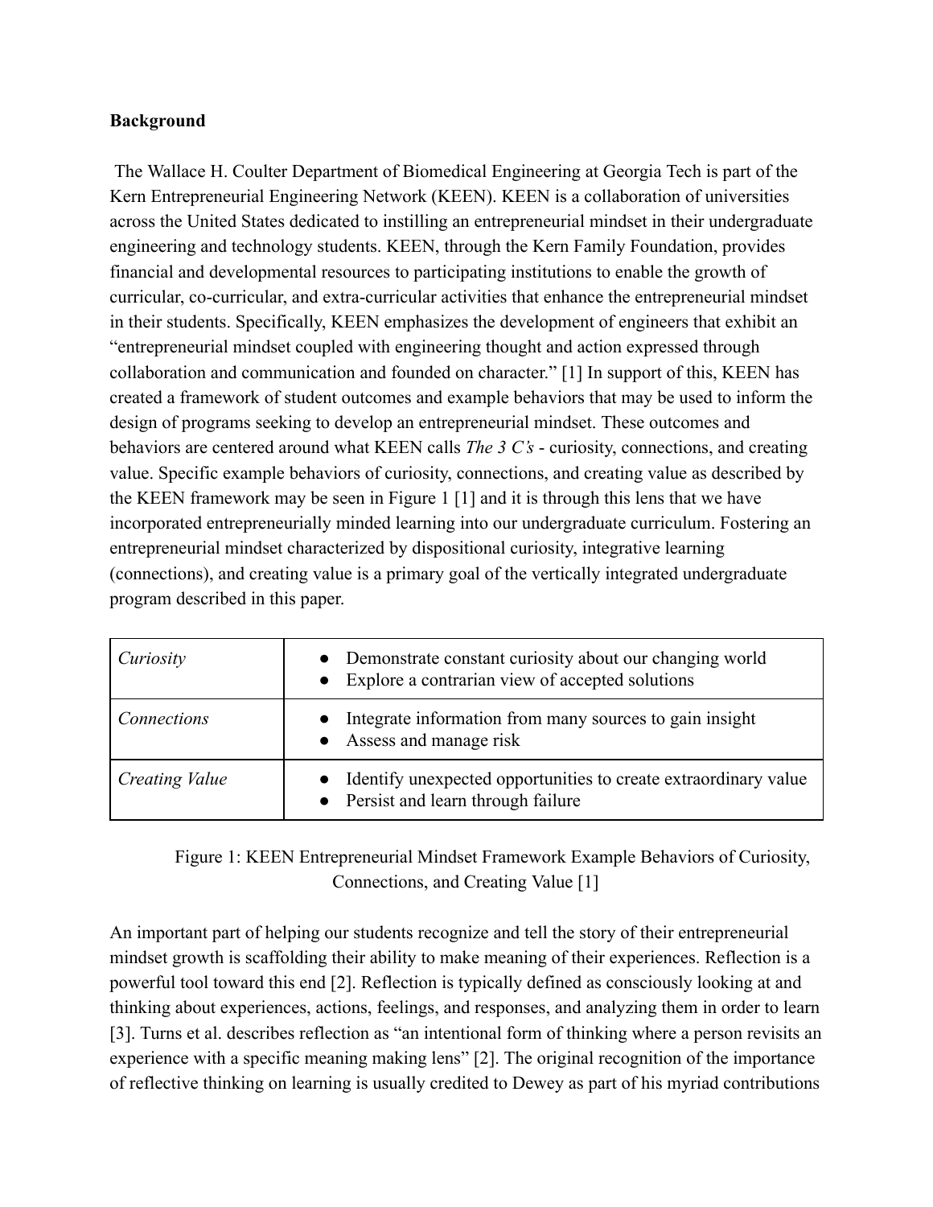**Background**

The Wallace H. Coulter Department of Biomedical Engineering at Georgia Tech is part of the Kern Entrepreneurial Engineering Network (KEEN). KEEN is a collaboration of universities across the United States dedicated to instilling an entrepreneurial mindset in their undergraduate engineering and technology students. KEEN, through the Kern Family Foundation, provides financial and developmental resources to participating institutions to enable the growth of curricular, co-curricular, and extra-curricular activities that enhance the entrepreneurial mindset in their students. Specifically, KEEN emphasizes the development of engineers that exhibit an "entrepreneurial mindset coupled with engineering thought and action expressed through collaboration and communication and founded on character." [1] In support of this, KEEN has created a framework of student outcomes and example behaviors that may be used to inform the design of programs seeking to develop an entrepreneurial mindset. These outcomes and behaviors are centered around what KEEN calls *The 3 C's* - curiosity, connections, and creating value. Specific example behaviors of curiosity, connections, and creating value as described by the KEEN framework may be seen in Figure 1 [1] and it is through this lens that we have incorporated entrepreneurially minded learning into our undergraduate curriculum. Fostering an entrepreneurial mindset characterized by dispositional curiosity, integrative learning (connections), and creating value is a primary goal of the vertically integrated undergraduate program described in this paper.

| | |
|---|---|
| *Curiosity* | • Demonstrate constant curiosity about our changing world<br>• Explore a contrarian view of accepted solutions |
| *Connections* | • Integrate information from many sources to gain insight<br>• Assess and manage risk |
| *Creating Value* | • Identify unexpected opportunities to create extraordinary value<br>• Persist and learn through failure |

Figure 1: KEEN Entrepreneurial Mindset Framework Example Behaviors of Curiosity, Connections, and Creating Value [1]

An important part of helping our students recognize and tell the story of their entrepreneurial mindset growth is scaffolding their ability to make meaning of their experiences. Reflection is a powerful tool toward this end [2]. Reflection is typically defined as consciously looking at and thinking about experiences, actions, feelings, and responses, and analyzing them in order to learn [3]. Turns et al. describes reflection as "an intentional form of thinking where a person revisits an experience with a specific meaning making lens" [2]. The original recognition of the importance of reflective thinking on learning is usually credited to Dewey as part of his myriad contributions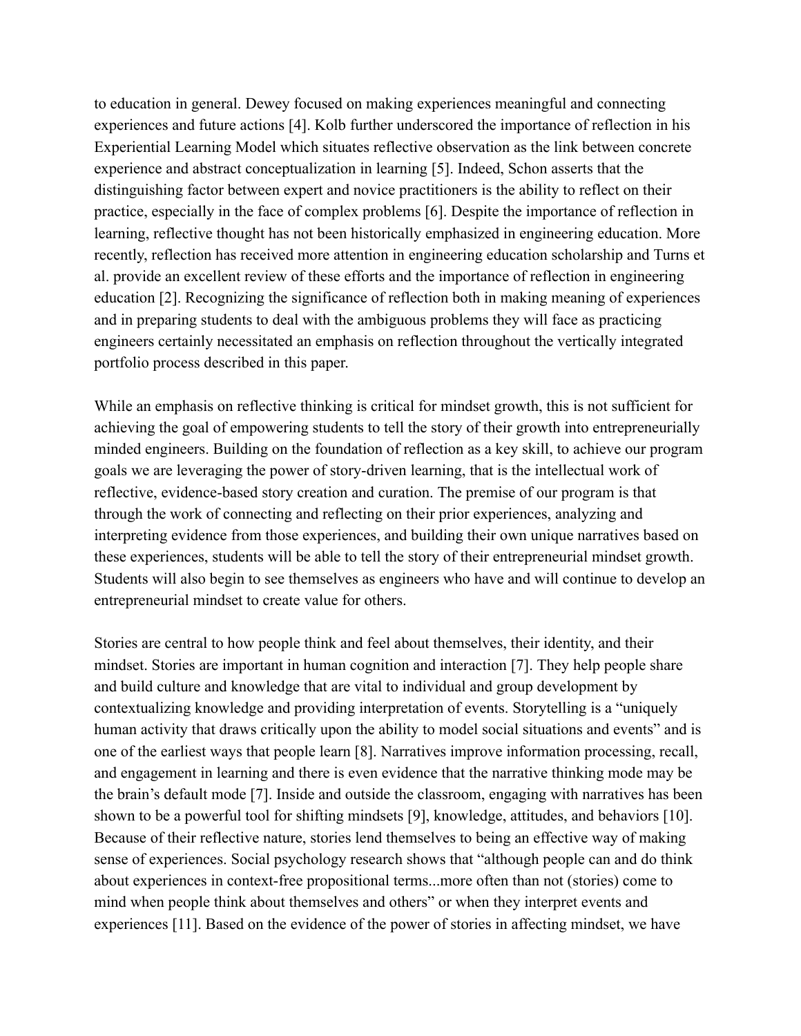to education in general. Dewey focused on making experiences meaningful and connecting experiences and future actions [4]. Kolb further underscored the importance of reflection in his Experiential Learning Model which situates reflective observation as the link between concrete experience and abstract conceptualization in learning [5]. Indeed, Schon asserts that the distinguishing factor between expert and novice practitioners is the ability to reflect on their practice, especially in the face of complex problems [6]. Despite the importance of reflection in learning, reflective thought has not been historically emphasized in engineering education. More recently, reflection has received more attention in engineering education scholarship and Turns et al. provide an excellent review of these efforts and the importance of reflection in engineering education [2]. Recognizing the significance of reflection both in making meaning of experiences and in preparing students to deal with the ambiguous problems they will face as practicing engineers certainly necessitated an emphasis on reflection throughout the vertically integrated portfolio process described in this paper.

While an emphasis on reflective thinking is critical for mindset growth, this is not sufficient for achieving the goal of empowering students to tell the story of their growth into entrepreneurially minded engineers. Building on the foundation of reflection as a key skill, to achieve our program goals we are leveraging the power of story-driven learning, that is the intellectual work of reflective, evidence-based story creation and curation. The premise of our program is that through the work of connecting and reflecting on their prior experiences, analyzing and interpreting evidence from those experiences, and building their own unique narratives based on these experiences, students will be able to tell the story of their entrepreneurial mindset growth. Students will also begin to see themselves as engineers who have and will continue to develop an entrepreneurial mindset to create value for others.

Stories are central to how people think and feel about themselves, their identity, and their mindset. Stories are important in human cognition and interaction [7]. They help people share and build culture and knowledge that are vital to individual and group development by contextualizing knowledge and providing interpretation of events. Storytelling is a "uniquely human activity that draws critically upon the ability to model social situations and events" and is one of the earliest ways that people learn [8]. Narratives improve information processing, recall, and engagement in learning and there is even evidence that the narrative thinking mode may be the brain's default mode [7]. Inside and outside the classroom, engaging with narratives has been shown to be a powerful tool for shifting mindsets [9], knowledge, attitudes, and behaviors [10]. Because of their reflective nature, stories lend themselves to being an effective way of making sense of experiences. Social psychology research shows that "although people can and do think about experiences in context-free propositional terms...more often than not (stories) come to mind when people think about themselves and others" or when they interpret events and experiences [11]. Based on the evidence of the power of stories in affecting mindset, we have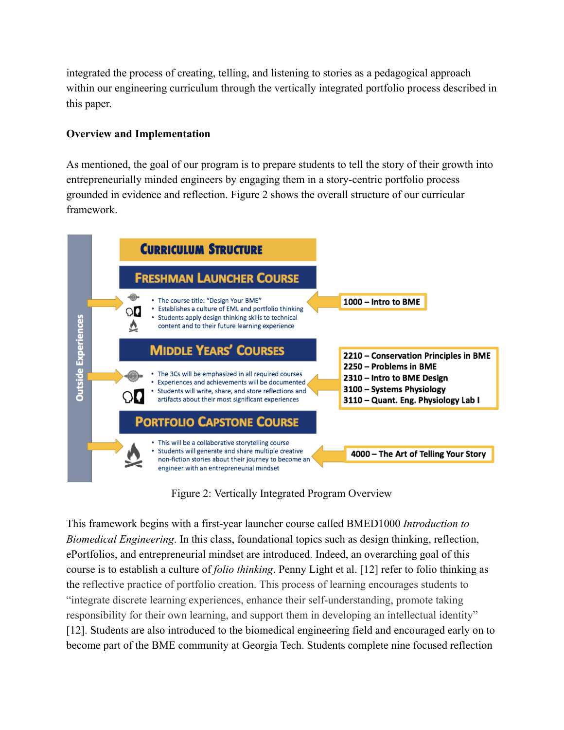integrated the process of creating, telling, and listening to stories as a pedagogical approach within our engineering curriculum through the vertically integrated portfolio process described in this paper.

**Overview and Implementation**

As mentioned, the goal of our program is to prepare students to tell the story of their growth into entrepreneurially minded engineers by engaging them in a story-centric portfolio process grounded in evidence and reflection. Figure 2 shows the overall structure of our curricular framework.

**CURRICULUM STRUCTURE**

Outside Experiences

**FRESHMAN LAUNCHER COURSE**

- The course title: "Design Your BME"
- Establishes a culture of EML and portfolio thinking
- Students apply design thinking skills to technical content and to their future learning experience

1000 – Intro to BME

**MIDDLE YEARS' COURSES**

- The 3Cs will be emphasized in all required courses
- Experiences and achievements will be documented
- Students will write, share, and store reflections and artifacts about their most significant experiences

2210 – Conservation Principles in BME
2250 – Problems in BME
2310 – Intro to BME Design
3100 – Systems Physiology
3110 – Quant. Eng. Physiology Lab I

**PORTFOLIO CAPSTONE COURSE**

- This will be a collaborative storytelling course
- Students will generate and share multiple creative non-fiction stories about their journey to become an engineer with an entrepreneurial mindset

4000 – The Art of Telling Your Story

Figure 2: Vertically Integrated Program Overview

This framework begins with a first-year launcher course called BMED1000 *Introduction to Biomedical Engineering*. In this class, foundational topics such as design thinking, reflection, ePortfolios, and entrepreneurial mindset are introduced. Indeed, an overarching goal of this course is to establish a culture of *folio thinking*. Penny Light et al. [12] refer to folio thinking as the reflective practice of portfolio creation. This process of learning encourages students to "integrate discrete learning experiences, enhance their self-understanding, promote taking responsibility for their own learning, and support them in developing an intellectual identity" [12]. Students are also introduced to the biomedical engineering field and encouraged early on to become part of the BME community at Georgia Tech. Students complete nine focused reflection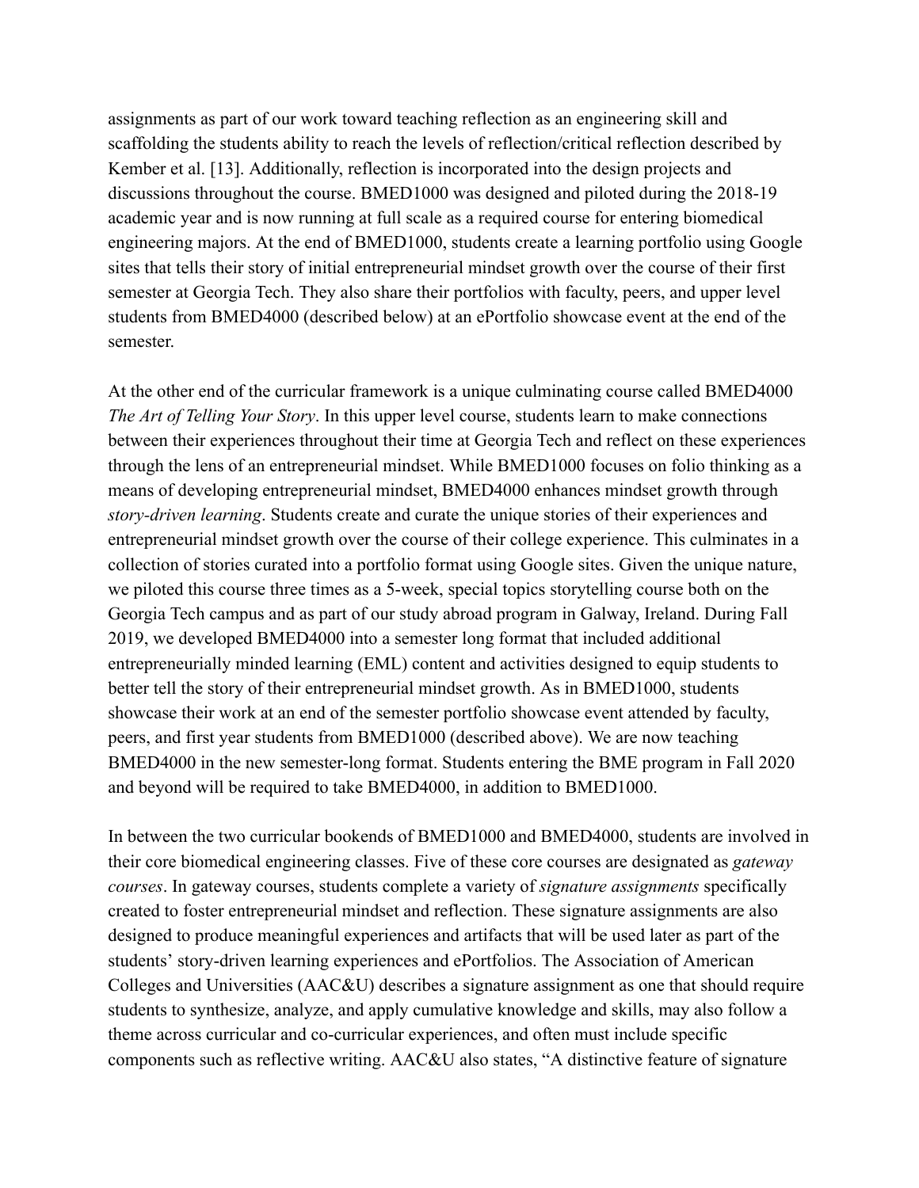assignments as part of our work toward teaching reflection as an engineering skill and scaffolding the students ability to reach the levels of reflection/critical reflection described by Kember et al. [13]. Additionally, reflection is incorporated into the design projects and discussions throughout the course. BMED1000 was designed and piloted during the 2018-19 academic year and is now running at full scale as a required course for entering biomedical engineering majors. At the end of BMED1000, students create a learning portfolio using Google sites that tells their story of initial entrepreneurial mindset growth over the course of their first semester at Georgia Tech. They also share their portfolios with faculty, peers, and upper level students from BMED4000 (described below) at an ePortfolio showcase event at the end of the semester.

At the other end of the curricular framework is a unique culminating course called BMED4000 *The Art of Telling Your Story*. In this upper level course, students learn to make connections between their experiences throughout their time at Georgia Tech and reflect on these experiences through the lens of an entrepreneurial mindset. While BMED1000 focuses on folio thinking as a means of developing entrepreneurial mindset, BMED4000 enhances mindset growth through *story-driven learning*. Students create and curate the unique stories of their experiences and entrepreneurial mindset growth over the course of their college experience. This culminates in a collection of stories curated into a portfolio format using Google sites. Given the unique nature, we piloted this course three times as a 5-week, special topics storytelling course both on the Georgia Tech campus and as part of our study abroad program in Galway, Ireland. During Fall 2019, we developed BMED4000 into a semester long format that included additional entrepreneurially minded learning (EML) content and activities designed to equip students to better tell the story of their entrepreneurial mindset growth. As in BMED1000, students showcase their work at an end of the semester portfolio showcase event attended by faculty, peers, and first year students from BMED1000 (described above). We are now teaching BMED4000 in the new semester-long format. Students entering the BME program in Fall 2020 and beyond will be required to take BMED4000, in addition to BMED1000.

In between the two curricular bookends of BMED1000 and BMED4000, students are involved in their core biomedical engineering classes. Five of these core courses are designated as *gateway courses*. In gateway courses, students complete a variety of *signature assignments* specifically created to foster entrepreneurial mindset and reflection. These signature assignments are also designed to produce meaningful experiences and artifacts that will be used later as part of the students' story-driven learning experiences and ePortfolios. The Association of American Colleges and Universities (AAC&U) describes a signature assignment as one that should require students to synthesize, analyze, and apply cumulative knowledge and skills, may also follow a theme across curricular and co-curricular experiences, and often must include specific components such as reflective writing. AAC&U also states, "A distinctive feature of signature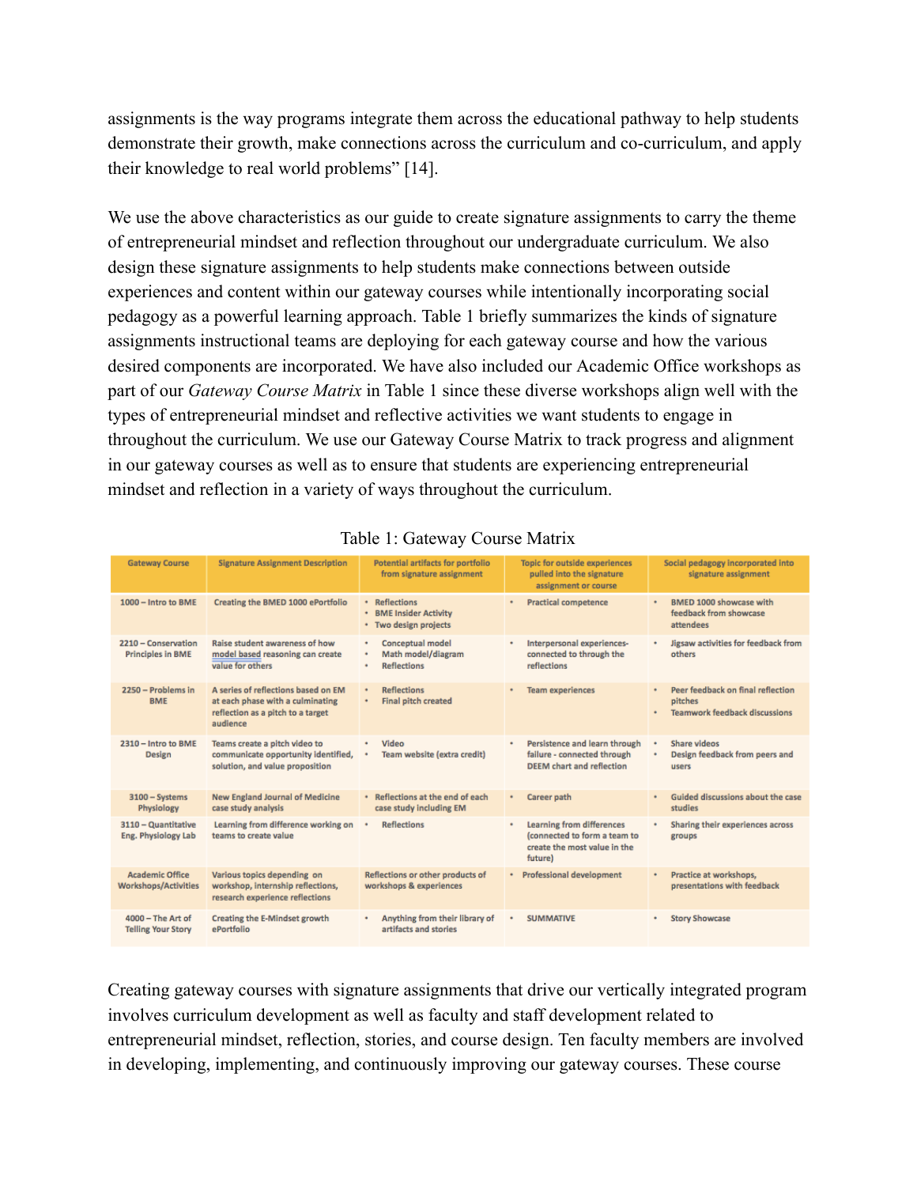assignments is the way programs integrate them across the educational pathway to help students demonstrate their growth, make connections across the curriculum and co-curriculum, and apply their knowledge to real world problems" [14].

We use the above characteristics as our guide to create signature assignments to carry the theme of entrepreneurial mindset and reflection throughout our undergraduate curriculum. We also design these signature assignments to help students make connections between outside experiences and content within our gateway courses while intentionally incorporating social pedagogy as a powerful learning approach. Table 1 briefly summarizes the kinds of signature assignments instructional teams are deploying for each gateway course and how the various desired components are incorporated. We have also included our Academic Office workshops as part of our *Gateway Course Matrix* in Table 1 since these diverse workshops align well with the types of entrepreneurial mindset and reflective activities we want students to engage in throughout the curriculum. We use our Gateway Course Matrix to track progress and alignment in our gateway courses as well as to ensure that students are experiencing entrepreneurial mindset and reflection in a variety of ways throughout the curriculum.

Table 1: Gateway Course Matrix

| Gateway Course | Signature Assignment Description | Potential artifacts for portfolio from signature assignment | Topic for outside experiences pulled into the signature assignment or course | Social pedagogy incorporated into signature assignment |
|---|---|---|---|---|
| 1000 – Intro to BME | Creating the BMED 1000 ePortfolio | • Reflections<br>• BME Insider Activity<br>• Two design projects | • Practical competence | • BMED 1000 showcase with feedback from showcase attendees |
| 2210 – Conservation Principles in BME | Raise student awareness of how model based reasoning can create value for others | • Conceptual model<br>• Math model/diagram<br>• Reflections | • Interpersonal experiences- connected to through the reflections | • Jigsaw activities for feedback from others |
| 2250 – Problems in BME | A series of reflections based on EM at each phase with a culminating reflection as a pitch to a target audience | • Reflections<br>• Final pitch created | • Team experiences | • Peer feedback on final reflection pitches<br>• Teamwork feedback discussions |
| 2310 – Intro to BME Design | Teams create a pitch video to communicate opportunity identified, solution, and value proposition | • Video<br>• Team website (extra credit) | • Persistence and learn through failure - connected through DEEM chart and reflection | • Share videos<br>• Design feedback from peers and users |
| 3100 – Systems Physiology | New England Journal of Medicine case study analysis | • Reflections at the end of each case study including EM | • Career path | • Guided discussions about the case studies |
| 3110 – Quantitative Eng. Physiology Lab | Learning from difference working on teams to create value | • Reflections | • Learning from differences (connected to form a team to create the most value in the future) | • Sharing their experiences across groups |
| Academic Office Workshops/Activities | Various topics depending on workshop, internship reflections, research experience reflections | Reflections or other products of workshops & experiences | • Professional development | • Practice at workshops, presentations with feedback |
| 4000 – The Art of Telling Your Story | Creating the E-Mindset growth ePortfolio | • Anything from their library of artifacts and stories | • SUMMATIVE | • Story Showcase |

Creating gateway courses with signature assignments that drive our vertically integrated program involves curriculum development as well as faculty and staff development related to entrepreneurial mindset, reflection, stories, and course design. Ten faculty members are involved in developing, implementing, and continuously improving our gateway courses. These course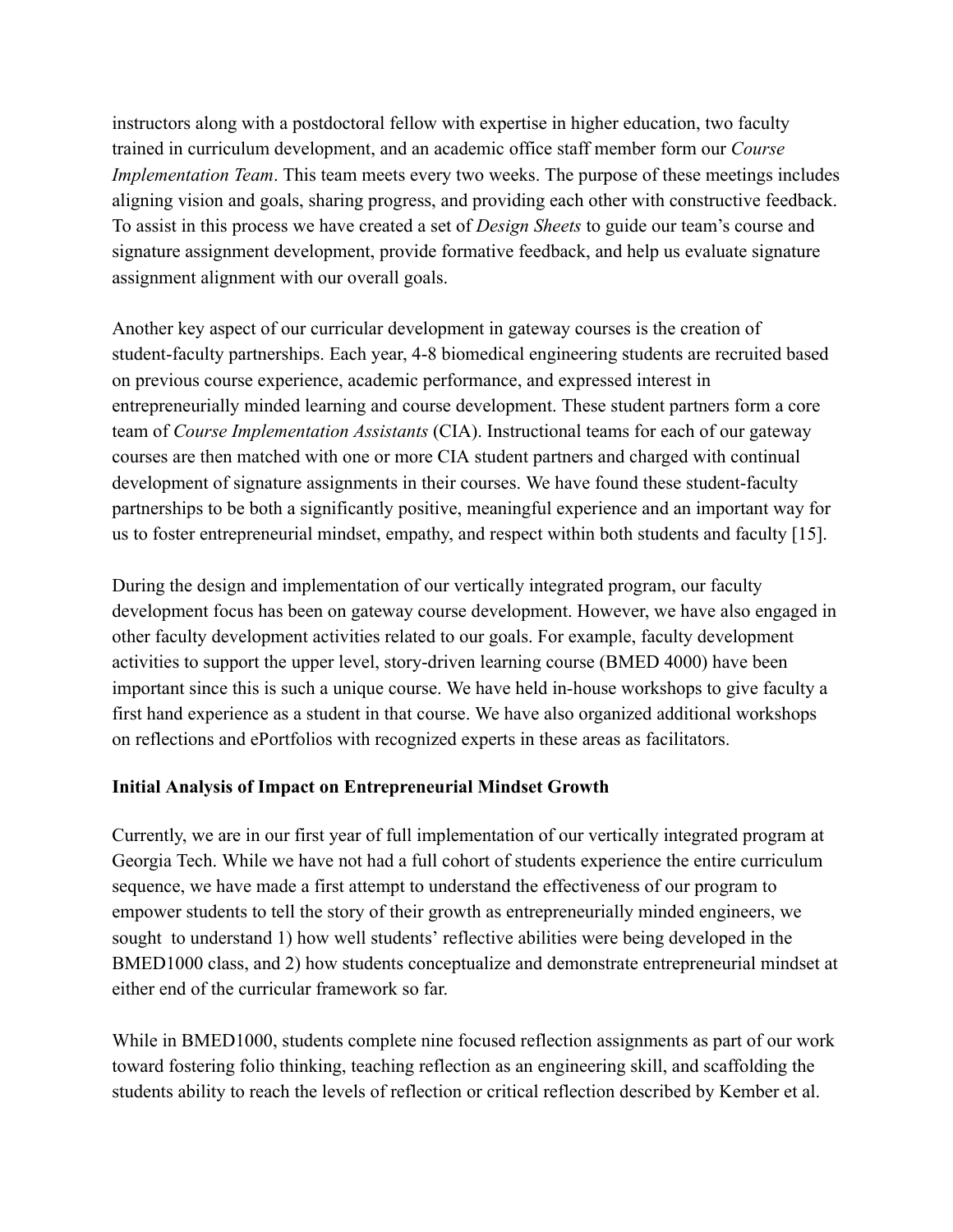instructors along with a postdoctoral fellow with expertise in higher education, two faculty trained in curriculum development, and an academic office staff member form our *Course Implementation Team*. This team meets every two weeks. The purpose of these meetings includes aligning vision and goals, sharing progress, and providing each other with constructive feedback. To assist in this process we have created a set of *Design Sheets* to guide our team's course and signature assignment development, provide formative feedback, and help us evaluate signature assignment alignment with our overall goals.

Another key aspect of our curricular development in gateway courses is the creation of student-faculty partnerships. Each year, 4-8 biomedical engineering students are recruited based on previous course experience, academic performance, and expressed interest in entrepreneurially minded learning and course development. These student partners form a core team of *Course Implementation Assistants* (CIA). Instructional teams for each of our gateway courses are then matched with one or more CIA student partners and charged with continual development of signature assignments in their courses. We have found these student-faculty partnerships to be both a significantly positive, meaningful experience and an important way for us to foster entrepreneurial mindset, empathy, and respect within both students and faculty [15].

During the design and implementation of our vertically integrated program, our faculty development focus has been on gateway course development. However, we have also engaged in other faculty development activities related to our goals. For example, faculty development activities to support the upper level, story-driven learning course (BMED 4000) have been important since this is such a unique course. We have held in-house workshops to give faculty a first hand experience as a student in that course. We have also organized additional workshops on reflections and ePortfolios with recognized experts in these areas as facilitators.

**Initial Analysis of Impact on Entrepreneurial Mindset Growth**

Currently, we are in our first year of full implementation of our vertically integrated program at Georgia Tech. While we have not had a full cohort of students experience the entire curriculum sequence, we have made a first attempt to understand the effectiveness of our program to empower students to tell the story of their growth as entrepreneurially minded engineers, we sought to understand 1) how well students' reflective abilities were being developed in the BMED1000 class, and 2) how students conceptualize and demonstrate entrepreneurial mindset at either end of the curricular framework so far.

While in BMED1000, students complete nine focused reflection assignments as part of our work toward fostering folio thinking, teaching reflection as an engineering skill, and scaffolding the students ability to reach the levels of reflection or critical reflection described by Kember et al.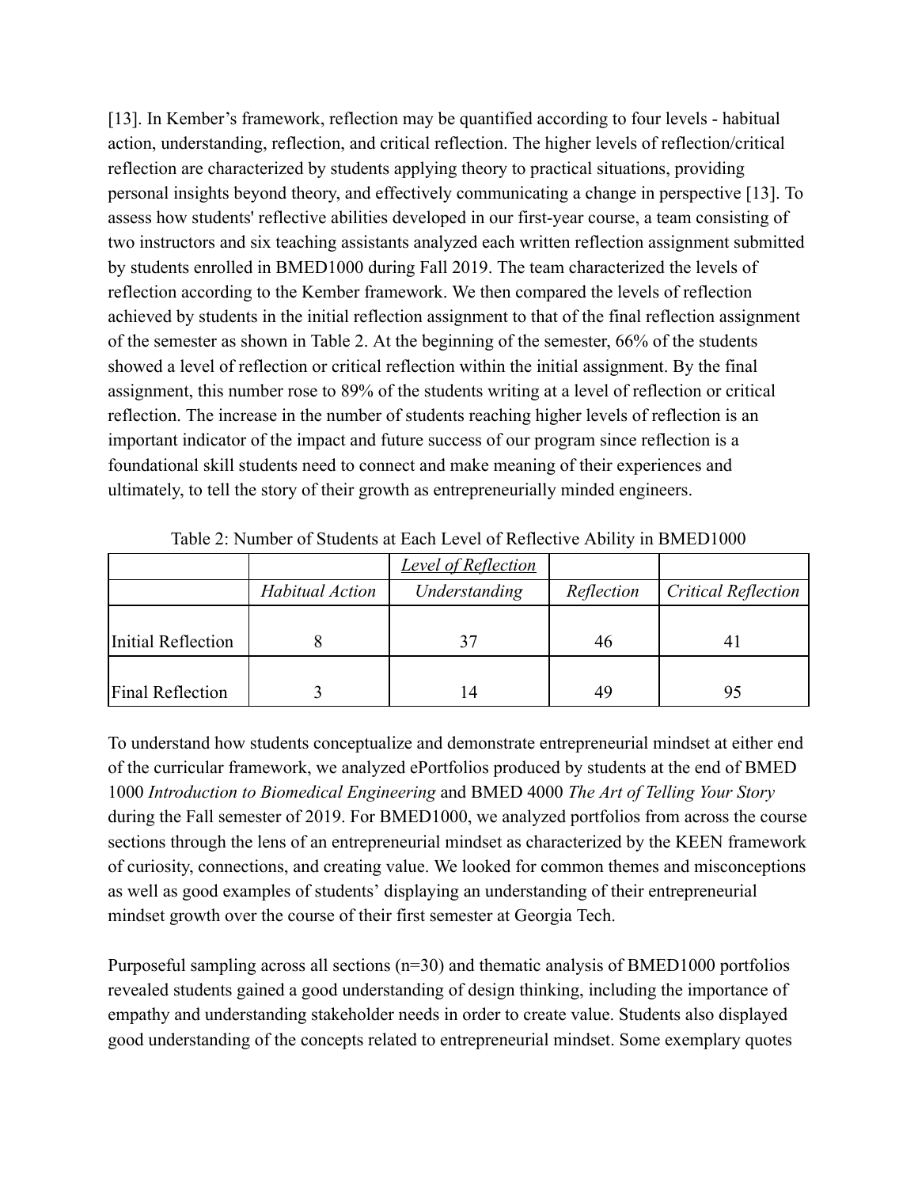[13]. In Kember's framework, reflection may be quantified according to four levels - habitual action, understanding, reflection, and critical reflection. The higher levels of reflection/critical reflection are characterized by students applying theory to practical situations, providing personal insights beyond theory, and effectively communicating a change in perspective [13]. To assess how students' reflective abilities developed in our first-year course, a team consisting of two instructors and six teaching assistants analyzed each written reflection assignment submitted by students enrolled in BMED1000 during Fall 2019. The team characterized the levels of reflection according to the Kember framework. We then compared the levels of reflection achieved by students in the initial reflection assignment to that of the final reflection assignment of the semester as shown in Table 2. At the beginning of the semester, 66% of the students showed a level of reflection or critical reflection within the initial assignment. By the final assignment, this number rose to 89% of the students writing at a level of reflection or critical reflection. The increase in the number of students reaching higher levels of reflection is an important indicator of the impact and future success of our program since reflection is a foundational skill students need to connect and make meaning of their experiences and ultimately, to tell the story of their growth as entrepreneurially minded engineers.

Table 2: Number of Students at Each Level of Reflective Ability in BMED1000

| | | *Level of Reflection* | | |
|---|---|---|---|---|
| | *Habitual Action* | *Understanding* | *Reflection* | *Critical Reflection* |
| Initial Reflection | 8 | 37 | 46 | 41 |
| Final Reflection | 3 | 14 | 49 | 95 |

To understand how students conceptualize and demonstrate entrepreneurial mindset at either end of the curricular framework, we analyzed ePortfolios produced by students at the end of BMED 1000 *Introduction to Biomedical Engineering* and BMED 4000 *The Art of Telling Your Story* during the Fall semester of 2019. For BMED1000, we analyzed portfolios from across the course sections through the lens of an entrepreneurial mindset as characterized by the KEEN framework of curiosity, connections, and creating value. We looked for common themes and misconceptions as well as good examples of students' displaying an understanding of their entrepreneurial mindset growth over the course of their first semester at Georgia Tech.

Purposeful sampling across all sections (n=30) and thematic analysis of BMED1000 portfolios revealed students gained a good understanding of design thinking, including the importance of empathy and understanding stakeholder needs in order to create value. Students also displayed good understanding of the concepts related to entrepreneurial mindset. Some exemplary quotes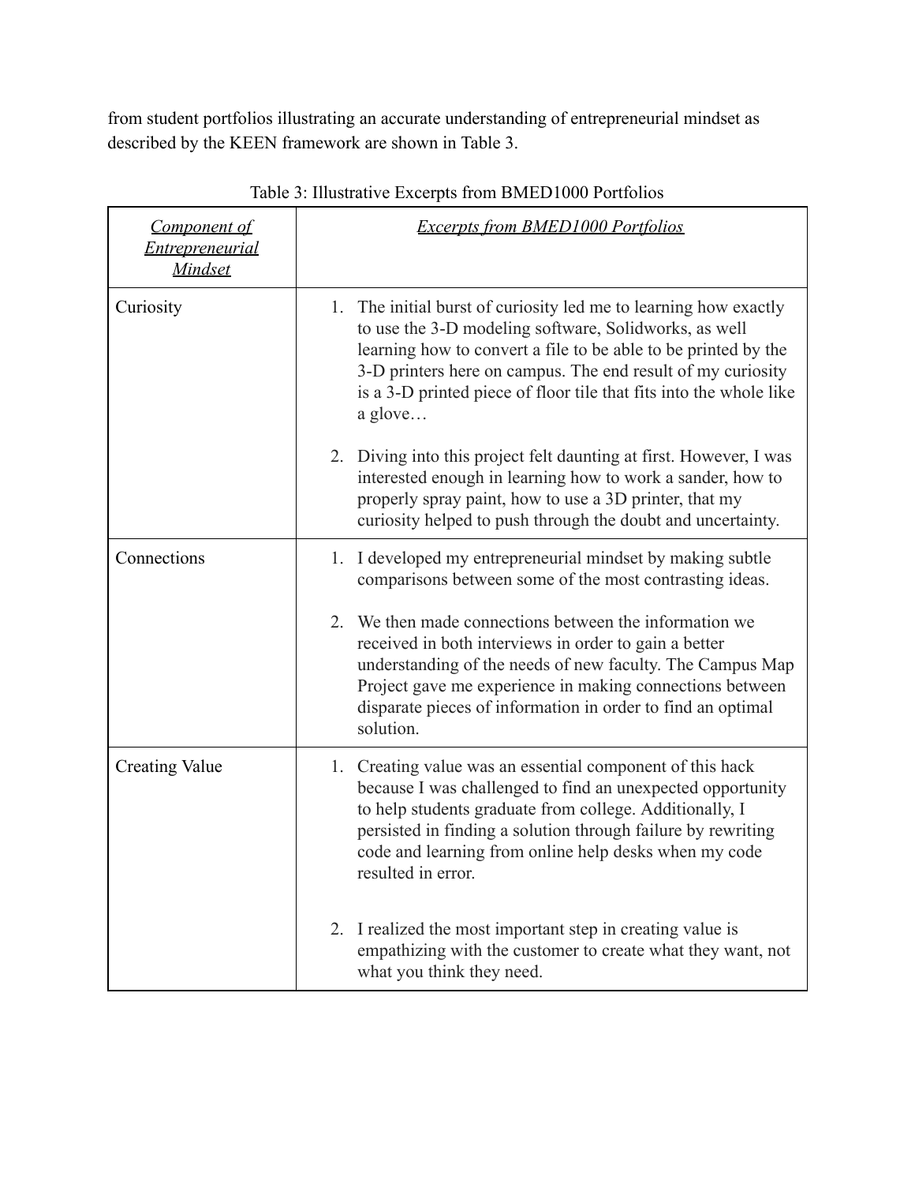from student portfolios illustrating an accurate understanding of entrepreneurial mindset as described by the KEEN framework are shown in Table 3.

Table 3: Illustrative Excerpts from BMED1000 Portfolios

| *Component of Entrepreneurial Mindset* | *Excerpts from BMED1000 Portfolios* |
|---|---|
| Curiosity | 1. The initial burst of curiosity led me to learning how exactly to use the 3-D modeling software, Solidworks, as well learning how to convert a file to be able to be printed by the 3-D printers here on campus. The end result of my curiosity is a 3-D printed piece of floor tile that fits into the whole like a glove… <br><br> 2. Diving into this project felt daunting at first. However, I was interested enough in learning how to work a sander, how to properly spray paint, how to use a 3D printer, that my curiosity helped to push through the doubt and uncertainty. |
| Connections | 1. I developed my entrepreneurial mindset by making subtle comparisons between some of the most contrasting ideas. <br><br> 2. We then made connections between the information we received in both interviews in order to gain a better understanding of the needs of new faculty. The Campus Map Project gave me experience in making connections between disparate pieces of information in order to find an optimal solution. |
| Creating Value | 1. Creating value was an essential component of this hack because I was challenged to find an unexpected opportunity to help students graduate from college. Additionally, I persisted in finding a solution through failure by rewriting code and learning from online help desks when my code resulted in error. <br><br> 2. I realized the most important step in creating value is empathizing with the customer to create what they want, not what you think they need. |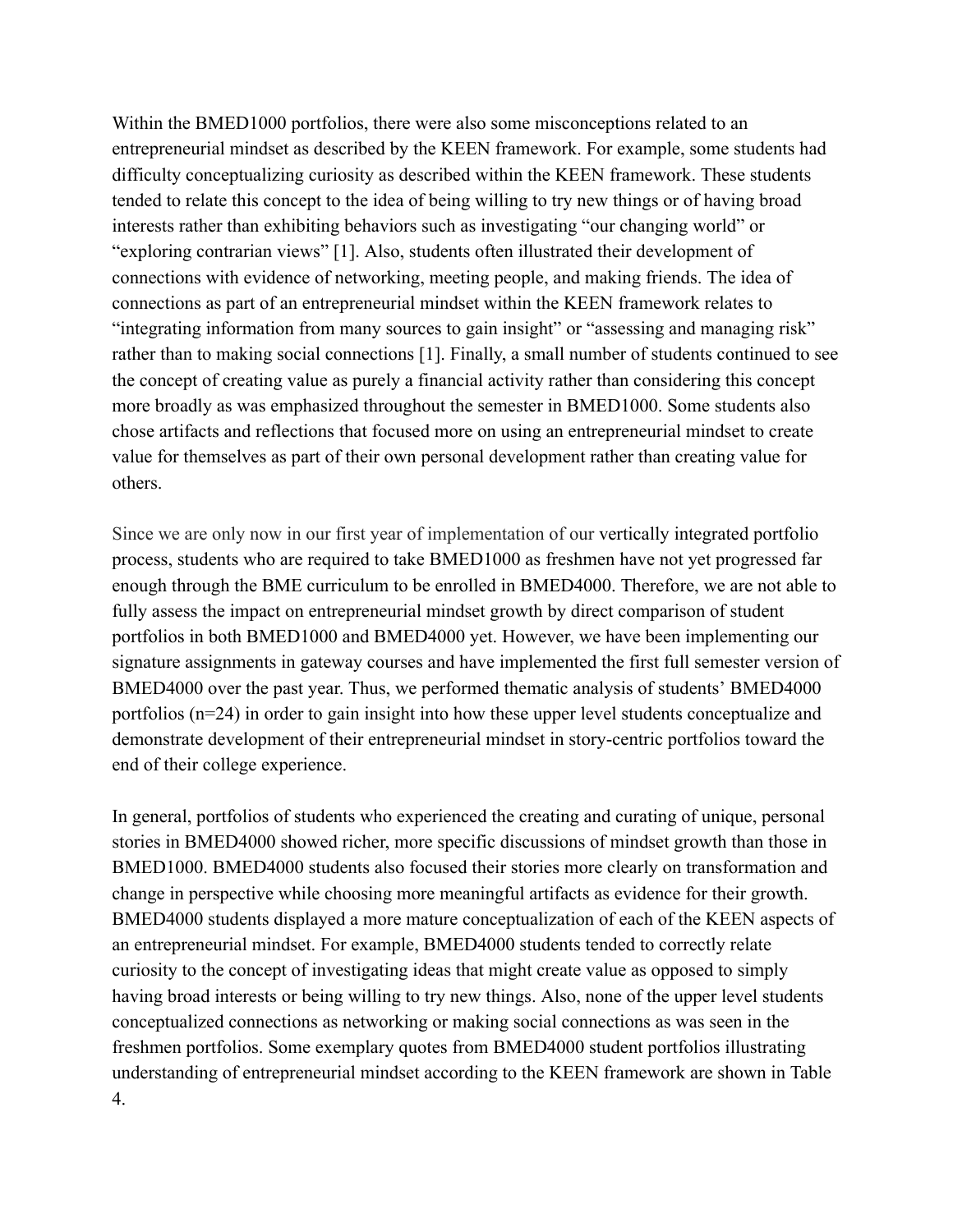Within the BMED1000 portfolios, there were also some misconceptions related to an entrepreneurial mindset as described by the KEEN framework. For example, some students had difficulty conceptualizing curiosity as described within the KEEN framework. These students tended to relate this concept to the idea of being willing to try new things or of having broad interests rather than exhibiting behaviors such as investigating "our changing world" or "exploring contrarian views" [1]. Also, students often illustrated their development of connections with evidence of networking, meeting people, and making friends. The idea of connections as part of an entrepreneurial mindset within the KEEN framework relates to "integrating information from many sources to gain insight" or "assessing and managing risk" rather than to making social connections [1]. Finally, a small number of students continued to see the concept of creating value as purely a financial activity rather than considering this concept more broadly as was emphasized throughout the semester in BMED1000. Some students also chose artifacts and reflections that focused more on using an entrepreneurial mindset to create value for themselves as part of their own personal development rather than creating value for others.

Since we are only now in our first year of implementation of our vertically integrated portfolio process, students who are required to take BMED1000 as freshmen have not yet progressed far enough through the BME curriculum to be enrolled in BMED4000. Therefore, we are not able to fully assess the impact on entrepreneurial mindset growth by direct comparison of student portfolios in both BMED1000 and BMED4000 yet. However, we have been implementing our signature assignments in gateway courses and have implemented the first full semester version of BMED4000 over the past year. Thus, we performed thematic analysis of students' BMED4000 portfolios (n=24) in order to gain insight into how these upper level students conceptualize and demonstrate development of their entrepreneurial mindset in story-centric portfolios toward the end of their college experience.

In general, portfolios of students who experienced the creating and curating of unique, personal stories in BMED4000 showed richer, more specific discussions of mindset growth than those in BMED1000. BMED4000 students also focused their stories more clearly on transformation and change in perspective while choosing more meaningful artifacts as evidence for their growth. BMED4000 students displayed a more mature conceptualization of each of the KEEN aspects of an entrepreneurial mindset. For example, BMED4000 students tended to correctly relate curiosity to the concept of investigating ideas that might create value as opposed to simply having broad interests or being willing to try new things. Also, none of the upper level students conceptualized connections as networking or making social connections as was seen in the freshmen portfolios. Some exemplary quotes from BMED4000 student portfolios illustrating understanding of entrepreneurial mindset according to the KEEN framework are shown in Table 4.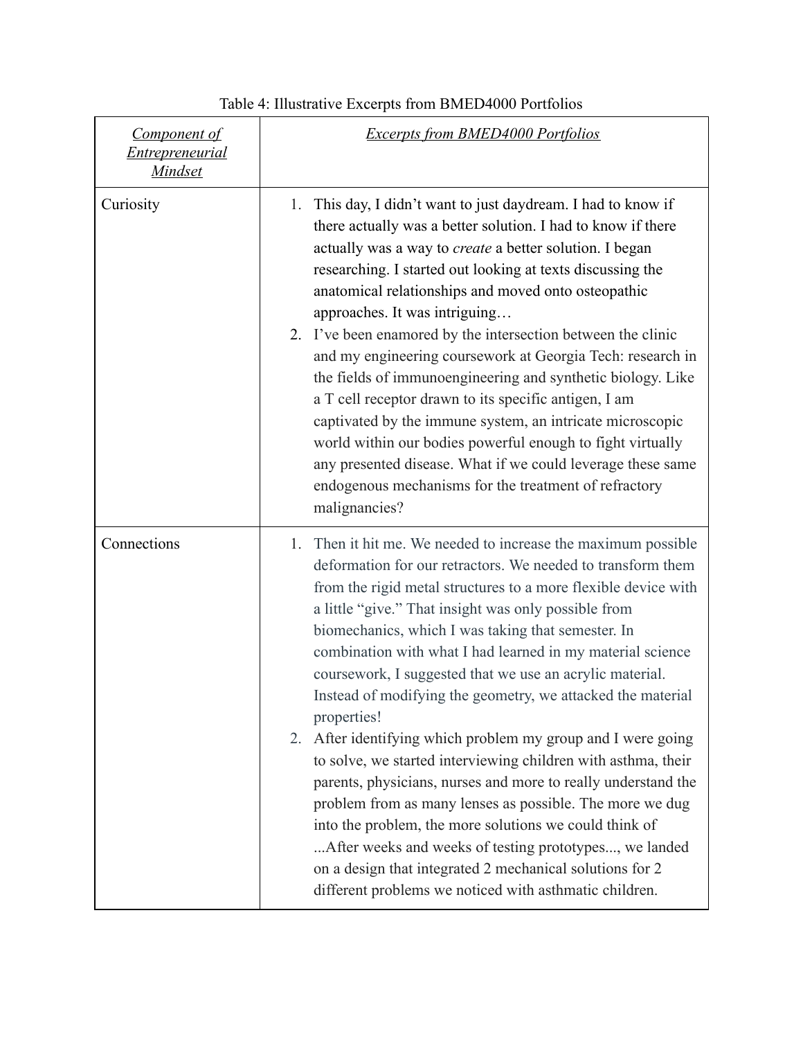Table 4: Illustrative Excerpts from BMED4000 Portfolios

| *Component of Entrepreneurial Mindset* | *Excerpts from BMED4000 Portfolios* |
|---|---|
| Curiosity | 1. This day, I didn't want to just daydream. I had to know if there actually was a better solution. I had to know if there actually was a way to *create* a better solution. I began researching. I started out looking at texts discussing the anatomical relationships and moved onto osteopathic approaches. It was intriguing… <br> 2. I've been enamored by the intersection between the clinic and my engineering coursework at Georgia Tech: research in the fields of immunoengineering and synthetic biology. Like a T cell receptor drawn to its specific antigen, I am captivated by the immune system, an intricate microscopic world within our bodies powerful enough to fight virtually any presented disease. What if we could leverage these same endogenous mechanisms for the treatment of refractory malignancies? |
| Connections | 1. Then it hit me. We needed to increase the maximum possible deformation for our retractors. We needed to transform them from the rigid metal structures to a more flexible device with a little "give." That insight was only possible from biomechanics, which I was taking that semester. In combination with what I had learned in my material science coursework, I suggested that we use an acrylic material. Instead of modifying the geometry, we attacked the material properties! <br> 2. After identifying which problem my group and I were going to solve, we started interviewing children with asthma, their parents, physicians, nurses and more to really understand the problem from as many lenses as possible. The more we dug into the problem, the more solutions we could think of ...After weeks and weeks of testing prototypes..., we landed on a design that integrated 2 mechanical solutions for 2 different problems we noticed with asthmatic children. |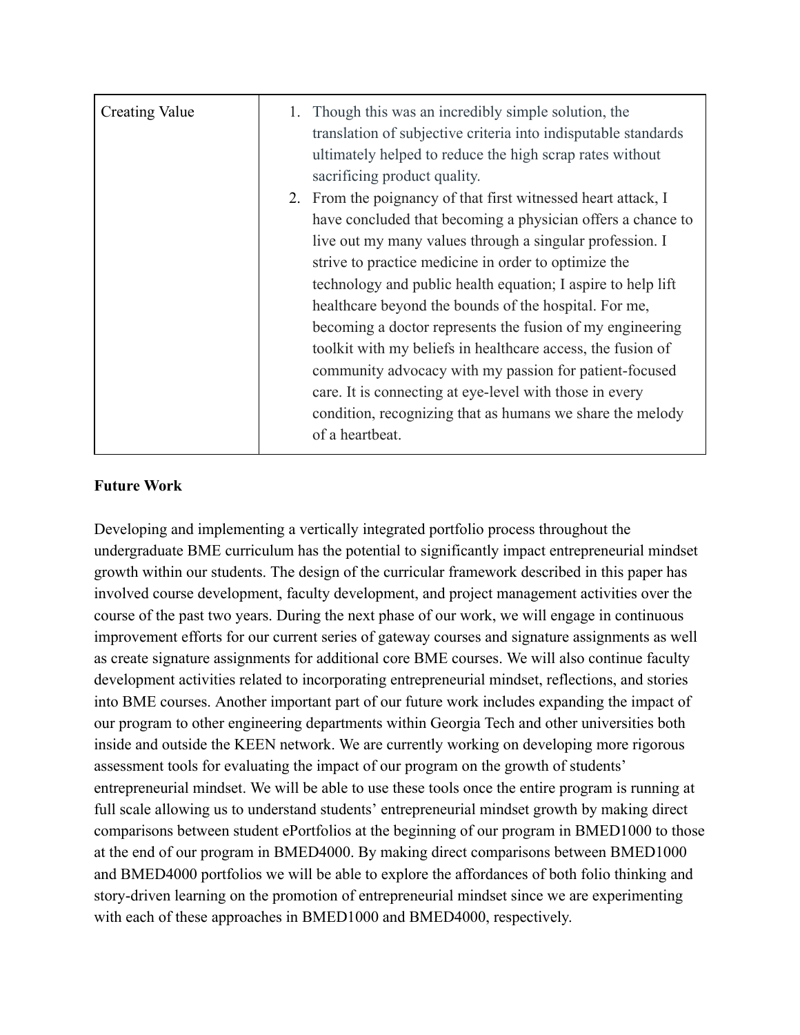| Creating Value | 1. Though this was an incredibly simple solution, the translation of subjective criteria into indisputable standards ultimately helped to reduce the high scrap rates without sacrificing product quality.<br>2. From the poignancy of that first witnessed heart attack, I have concluded that becoming a physician offers a chance to live out my many values through a singular profession. I strive to practice medicine in order to optimize the technology and public health equation; I aspire to help lift healthcare beyond the bounds of the hospital. For me, becoming a doctor represents the fusion of my engineering toolkit with my beliefs in healthcare access, the fusion of community advocacy with my passion for patient-focused care. It is connecting at eye-level with those in every condition, recognizing that as humans we share the melody of a heartbeat. |
|---|---|

**Future Work**

Developing and implementing a vertically integrated portfolio process throughout the undergraduate BME curriculum has the potential to significantly impact entrepreneurial mindset growth within our students. The design of the curricular framework described in this paper has involved course development, faculty development, and project management activities over the course of the past two years. During the next phase of our work, we will engage in continuous improvement efforts for our current series of gateway courses and signature assignments as well as create signature assignments for additional core BME courses. We will also continue faculty development activities related to incorporating entrepreneurial mindset, reflections, and stories into BME courses. Another important part of our future work includes expanding the impact of our program to other engineering departments within Georgia Tech and other universities both inside and outside the KEEN network. We are currently working on developing more rigorous assessment tools for evaluating the impact of our program on the growth of students' entrepreneurial mindset. We will be able to use these tools once the entire program is running at full scale allowing us to understand students' entrepreneurial mindset growth by making direct comparisons between student ePortfolios at the beginning of our program in BMED1000 to those at the end of our program in BMED4000. By making direct comparisons between BMED1000 and BMED4000 portfolios we will be able to explore the affordances of both folio thinking and story-driven learning on the promotion of entrepreneurial mindset since we are experimenting with each of these approaches in BMED1000 and BMED4000, respectively.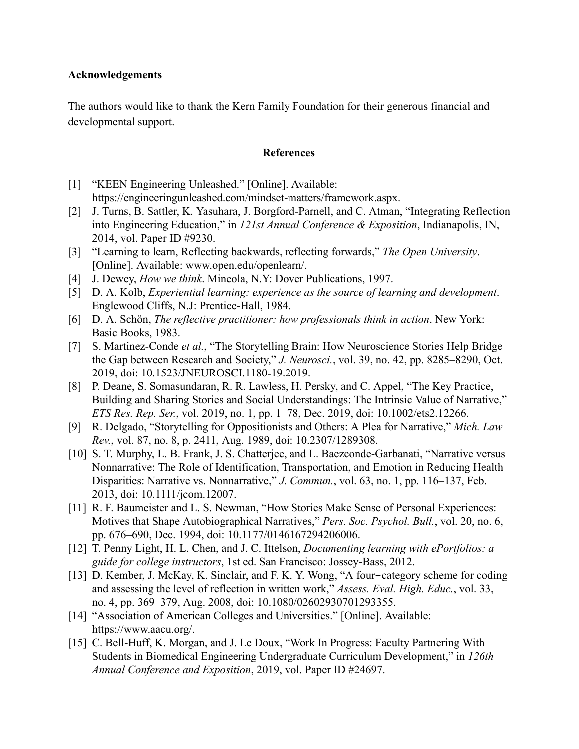**Acknowledgements**

The authors would like to thank the Kern Family Foundation for their generous financial and developmental support.

## References

[1] "KEEN Engineering Unleashed." [Online]. Available: https://engineeringunleashed.com/mindset-matters/framework.aspx.

[2] J. Turns, B. Sattler, K. Yasuhara, J. Borgford-Parnell, and C. Atman, "Integrating Reflection into Engineering Education," in *121st Annual Conference & Exposition*, Indianapolis, IN, 2014, vol. Paper ID #9230.

[3] "Learning to learn, Reflecting backwards, reflecting forwards," *The Open University*. [Online]. Available: www.open.edu/openlearn/.

[4] J. Dewey, *How we think*. Mineola, N.Y: Dover Publications, 1997.

[5] D. A. Kolb, *Experiential learning: experience as the source of learning and development*. Englewood Cliffs, N.J: Prentice-Hall, 1984.

[6] D. A. Schön, *The reflective practitioner: how professionals think in action*. New York: Basic Books, 1983.

[7] S. Martinez-Conde *et al.*, "The Storytelling Brain: How Neuroscience Stories Help Bridge the Gap between Research and Society," *J. Neurosci.*, vol. 39, no. 42, pp. 8285–8290, Oct. 2019, doi: 10.1523/JNEUROSCI.1180-19.2019.

[8] P. Deane, S. Somasundaran, R. R. Lawless, H. Persky, and C. Appel, "The Key Practice, Building and Sharing Stories and Social Understandings: The Intrinsic Value of Narrative," *ETS Res. Rep. Ser.*, vol. 2019, no. 1, pp. 1–78, Dec. 2019, doi: 10.1002/ets2.12266.

[9] R. Delgado, "Storytelling for Oppositionists and Others: A Plea for Narrative," *Mich. Law Rev.*, vol. 87, no. 8, p. 2411, Aug. 1989, doi: 10.2307/1289308.

[10] S. T. Murphy, L. B. Frank, J. S. Chatterjee, and L. Baezconde-Garbanati, "Narrative versus Nonnarrative: The Role of Identification, Transportation, and Emotion in Reducing Health Disparities: Narrative vs. Nonnarrative," *J. Commun.*, vol. 63, no. 1, pp. 116–137, Feb. 2013, doi: 10.1111/jcom.12007.

[11] R. F. Baumeister and L. S. Newman, "How Stories Make Sense of Personal Experiences: Motives that Shape Autobiographical Narratives," *Pers. Soc. Psychol. Bull.*, vol. 20, no. 6, pp. 676–690, Dec. 1994, doi: 10.1177/0146167294206006.

[12] T. Penny Light, H. L. Chen, and J. C. Ittelson, *Documenting learning with ePortfolios: a guide for college instructors*, 1st ed. San Francisco: Jossey-Bass, 2012.

[13] D. Kember, J. McKay, K. Sinclair, and F. K. Y. Wong, "A four‐category scheme for coding and assessing the level of reflection in written work," *Assess. Eval. High. Educ.*, vol. 33, no. 4, pp. 369–379, Aug. 2008, doi: 10.1080/02602930701293355.

[14] "Association of American Colleges and Universities." [Online]. Available: https://www.aacu.org/.

[15] C. Bell-Huff, K. Morgan, and J. Le Doux, "Work In Progress: Faculty Partnering With Students in Biomedical Engineering Undergraduate Curriculum Development," in *126th Annual Conference and Exposition*, 2019, vol. Paper ID #24697.